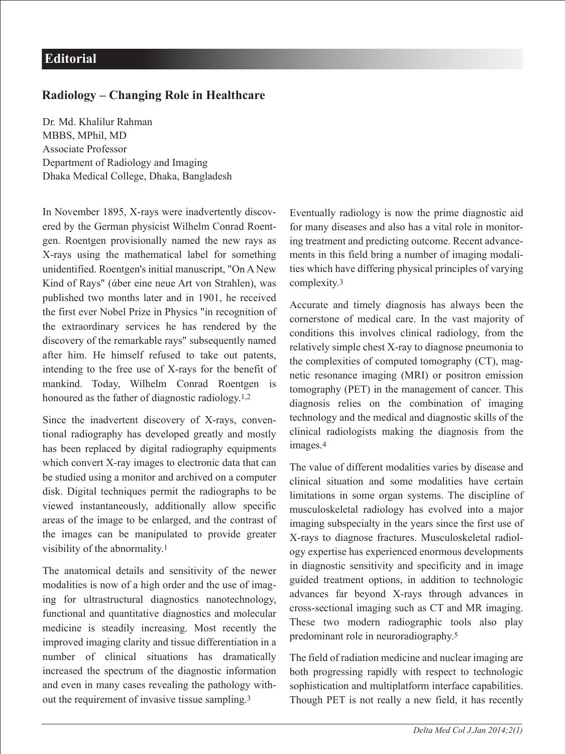## Editorial

# Radiology – Changing Role in Healthcare

Dr. Md. Khalilur Rahman
MBBS, MPhil, MD
Associate Professor
Department of Radiology and Imaging
Dhaka Medical College, Dhaka, Bangladesh

In November 1895, X-rays were inadvertently discovered by the German physicist Wilhelm Conrad Roentgen. Roentgen provisionally named the new rays as X-rays using the mathematical label for something unidentified. Roentgen's initial manuscript, "On A New Kind of Rays" (άber eine neue Art von Strahlen), was published two months later and in 1901, he received the first ever Nobel Prize in Physics "in recognition of the extraordinary services he has rendered by the discovery of the remarkable rays" subsequently named after him. He himself refused to take out patents, intending to the free use of X-rays for the benefit of mankind. Today, Wilhelm Conrad Roentgen is honoured as the father of diagnostic radiology.[1,2]

Since the inadvertent discovery of X-rays, conventional radiography has developed greatly and mostly has been replaced by digital radiography equipments which convert X-ray images to electronic data that can be studied using a monitor and archived on a computer disk. Digital techniques permit the radiographs to be viewed instantaneously, additionally allow specific areas of the image to be enlarged, and the contrast of the images can be manipulated to provide greater visibility of the abnormality.[1]

The anatomical details and sensitivity of the newer modalities is now of a high order and the use of imaging for ultrastructural diagnostics nanotechnology, functional and quantitative diagnostics and molecular medicine is steadily increasing. Most recently the improved imaging clarity and tissue differentiation in a number of clinical situations has dramatically increased the spectrum of the diagnostic information and even in many cases revealing the pathology without the requirement of invasive tissue sampling.[3]

Eventually radiology is now the prime diagnostic aid for many diseases and also has a vital role in monitoring treatment and predicting outcome. Recent advancements in this field bring a number of imaging modalities which have differing physical principles of varying complexity.[3]

Accurate and timely diagnosis has always been the cornerstone of medical care. In the vast majority of conditions this involves clinical radiology, from the relatively simple chest X-ray to diagnose pneumonia to the complexities of computed tomography (CT), magnetic resonance imaging (MRI) or positron emission tomography (PET) in the management of cancer. This diagnosis relies on the combination of imaging technology and the medical and diagnostic skills of the clinical radiologists making the diagnosis from the images.[4]

The value of different modalities varies by disease and clinical situation and some modalities have certain limitations in some organ systems. The discipline of musculoskeletal radiology has evolved into a major imaging subspecialty in the years since the first use of X-rays to diagnose fractures. Musculoskeletal radiology expertise has experienced enormous developments in diagnostic sensitivity and specificity and in image guided treatment options, in addition to technologic advances far beyond X-rays through advances in cross-sectional imaging such as CT and MR imaging. These two modern radiographic tools also play predominant role in neuroradiography.[5]

The field of radiation medicine and nuclear imaging are both progressing rapidly with respect to technologic sophistication and multiplatform interface capabilities. Though PET is not really a new field, it has recently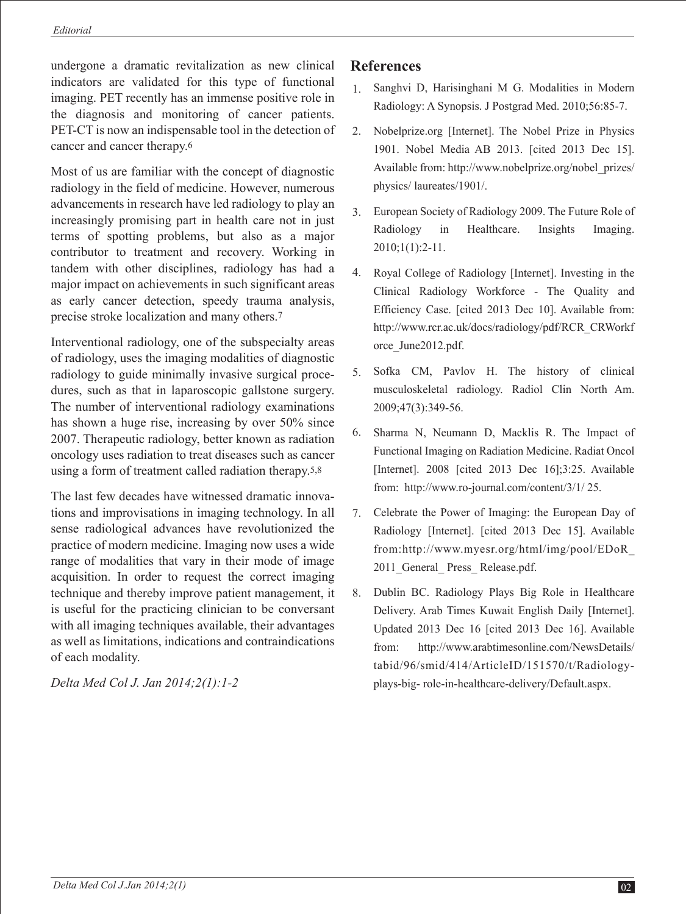undergone a dramatic revitalization as new clinical indicators are validated for this type of functional imaging. PET recently has an immense positive role in the diagnosis and monitoring of cancer patients. PET-CT is now an indispensable tool in the detection of cancer and cancer therapy.[6]

Most of us are familiar with the concept of diagnostic radiology in the field of medicine. However, numerous advancements in research have led radiology to play an increasingly promising part in health care not in just terms of spotting problems, but also as a major contributor to treatment and recovery. Working in tandem with other disciplines, radiology has had a major impact on achievements in such significant areas as early cancer detection, speedy trauma analysis, precise stroke localization and many others.[7]

Interventional radiology, one of the subspecialty areas of radiology, uses the imaging modalities of diagnostic radiology to guide minimally invasive surgical procedures, such as that in laparoscopic gallstone surgery. The number of interventional radiology examinations has shown a huge rise, increasing by over 50% since 2007. Therapeutic radiology, better known as radiation oncology uses radiation to treat diseases such as cancer using a form of treatment called radiation therapy.[5,8]

The last few decades have witnessed dramatic innovations and improvisations in imaging technology. In all sense radiological advances have revolutionized the practice of modern medicine. Imaging now uses a wide range of modalities that vary in their mode of image acquisition. In order to request the correct imaging technique and thereby improve patient management, it is useful for the practicing clinician to be conversant with all imaging techniques available, their advantages as well as limitations, indications and contraindications of each modality.

*Delta Med Col J. Jan 2014;2(1):1-2*

## References

1. Sanghvi D, Harisinghani M G. Modalities in Modern Radiology: A Synopsis. J Postgrad Med. 2010;56:85-7.
2. Nobelprize.org [Internet]. The Nobel Prize in Physics 1901. Nobel Media AB 2013. [cited 2013 Dec 15]. Available from: http://www.nobelprize.org/nobel_prizes/physics/ laureates/1901/.
3. European Society of Radiology 2009. The Future Role of Radiology in Healthcare. Insights Imaging. 2010;1(1):2-11.
4. Royal College of Radiology [Internet]. Investing in the Clinical Radiology Workforce - The Quality and Efficiency Case. [cited 2013 Dec 10]. Available from: http://www.rcr.ac.uk/docs/radiology/pdf/RCR_CRWorkforce_June2012.pdf.
5. Sofka CM, Pavlov H. The history of clinical musculoskeletal radiology. Radiol Clin North Am. 2009;47(3):349-56.
6. Sharma N, Neumann D, Macklis R. The Impact of Functional Imaging on Radiation Medicine. Radiat Oncol [Internet]. 2008 [cited 2013 Dec 16];3:25. Available from: http://www.ro-journal.com/content/3/1/ 25.
7. Celebrate the Power of Imaging: the European Day of Radiology [Internet]. [cited 2013 Dec 15]. Available from:http://www.myesr.org/html/img/pool/EDoR_2011_General_ Press_ Release.pdf.
8. Dublin BC. Radiology Plays Big Role in Healthcare Delivery. Arab Times Kuwait English Daily [Internet]. Updated 2013 Dec 16 [cited 2013 Dec 16]. Available from: http://www.arabtimesonline.com/NewsDetails/tabid/96/smid/414/ArticleID/151570/t/Radiology-plays-big- role-in-healthcare-delivery/Default.aspx.